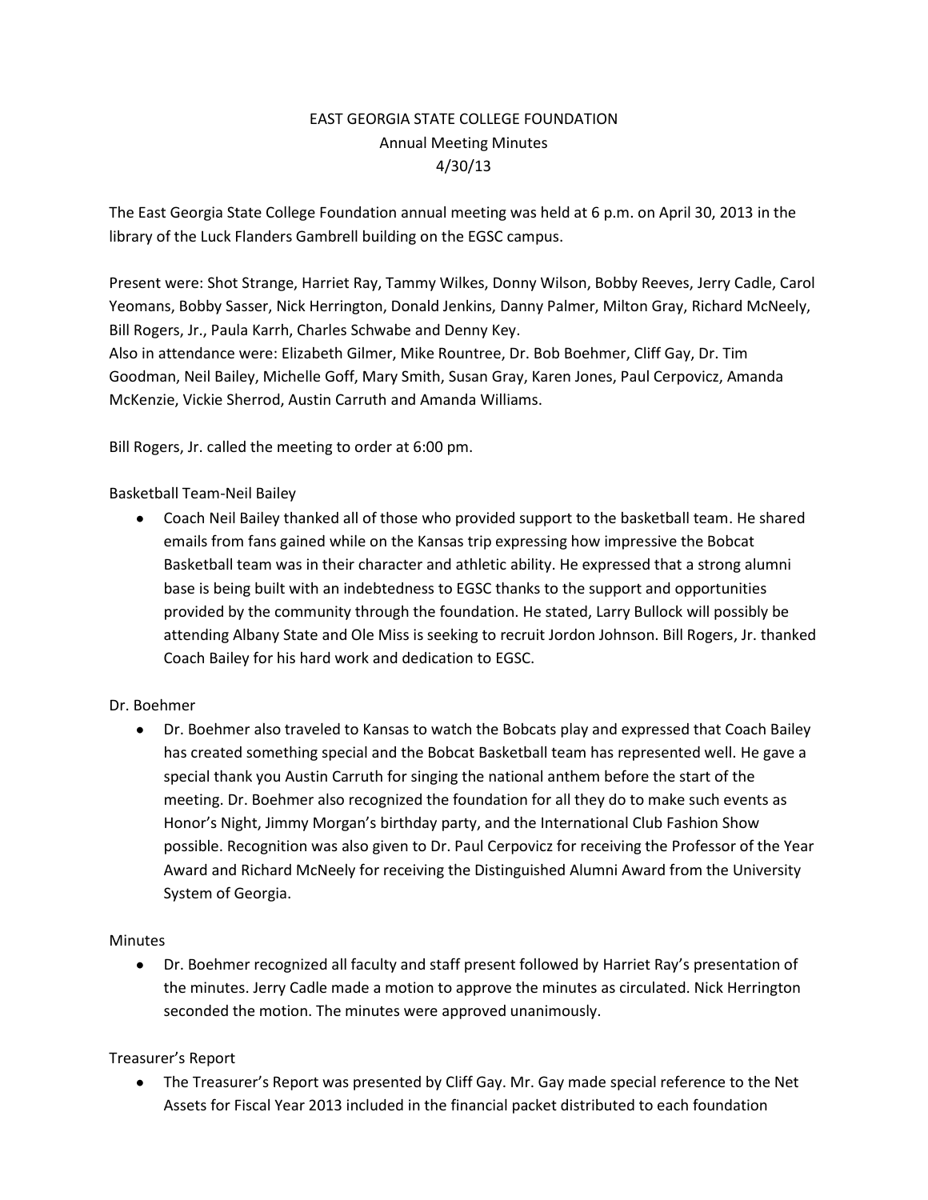# EAST GEORGIA STATE COLLEGE FOUNDATION
## Annual Meeting Minutes
## 4/30/13

The East Georgia State College Foundation annual meeting was held at 6 p.m. on April 30, 2013 in the library of the Luck Flanders Gambrell building on the EGSC campus.

Present were: Shot Strange, Harriet Ray, Tammy Wilkes, Donny Wilson, Bobby Reeves, Jerry Cadle, Carol Yeomans, Bobby Sasser, Nick Herrington, Donald Jenkins, Danny Palmer, Milton Gray, Richard McNeely, Bill Rogers, Jr., Paula Karrh, Charles Schwabe and Denny Key.
Also in attendance were: Elizabeth Gilmer, Mike Rountree, Dr. Bob Boehmer, Cliff Gay, Dr. Tim Goodman, Neil Bailey, Michelle Goff, Mary Smith, Susan Gray, Karen Jones, Paul Cerpovicz, Amanda McKenzie, Vickie Sherrod, Austin Carruth and Amanda Williams.

Bill Rogers, Jr. called the meeting to order at 6:00 pm.

Basketball Team-Neil Bailey

- Coach Neil Bailey thanked all of those who provided support to the basketball team. He shared emails from fans gained while on the Kansas trip expressing how impressive the Bobcat Basketball team was in their character and athletic ability. He expressed that a strong alumni base is being built with an indebtedness to EGSC thanks to the support and opportunities provided by the community through the foundation. He stated, Larry Bullock will possibly be attending Albany State and Ole Miss is seeking to recruit Jordon Johnson. Bill Rogers, Jr. thanked Coach Bailey for his hard work and dedication to EGSC.

Dr. Boehmer

- Dr. Boehmer also traveled to Kansas to watch the Bobcats play and expressed that Coach Bailey has created something special and the Bobcat Basketball team has represented well. He gave a special thank you Austin Carruth for singing the national anthem before the start of the meeting. Dr. Boehmer also recognized the foundation for all they do to make such events as Honor's Night, Jimmy Morgan's birthday party, and the International Club Fashion Show possible. Recognition was also given to Dr. Paul Cerpovicz for receiving the Professor of the Year Award and Richard McNeely for receiving the Distinguished Alumni Award from the University System of Georgia.

Minutes

- Dr. Boehmer recognized all faculty and staff present followed by Harriet Ray's presentation of the minutes. Jerry Cadle made a motion to approve the minutes as circulated. Nick Herrington seconded the motion. The minutes were approved unanimously.

Treasurer's Report

- The Treasurer's Report was presented by Cliff Gay. Mr. Gay made special reference to the Net Assets for Fiscal Year 2013 included in the financial packet distributed to each foundation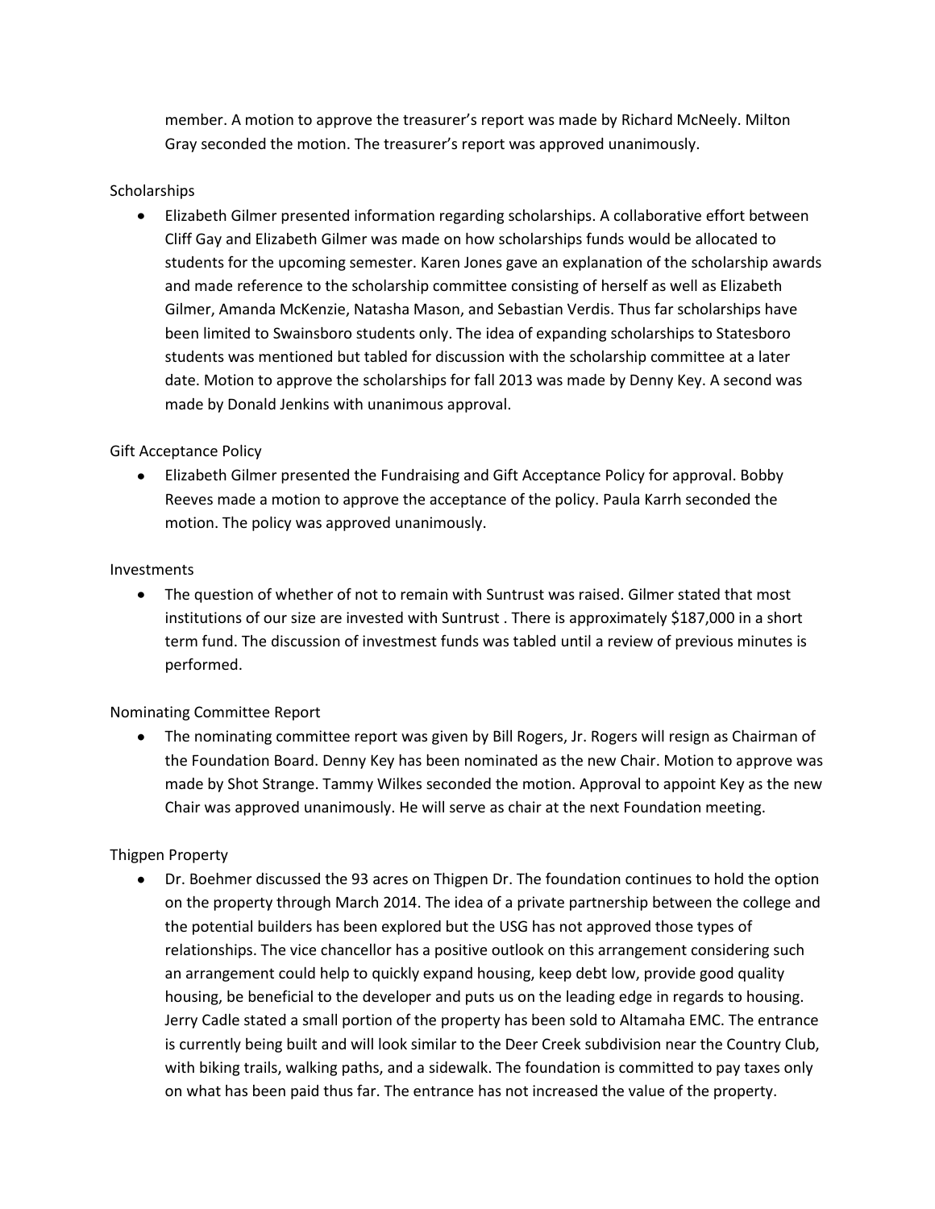member. A motion to approve the treasurer's report was made by Richard McNeely. Milton Gray seconded the motion. The treasurer's report was approved unanimously.

Scholarships

- Elizabeth Gilmer presented information regarding scholarships. A collaborative effort between Cliff Gay and Elizabeth Gilmer was made on how scholarships funds would be allocated to students for the upcoming semester. Karen Jones gave an explanation of the scholarship awards and made reference to the scholarship committee consisting of herself as well as Elizabeth Gilmer, Amanda McKenzie, Natasha Mason, and Sebastian Verdis. Thus far scholarships have been limited to Swainsboro students only. The idea of expanding scholarships to Statesboro students was mentioned but tabled for discussion with the scholarship committee at a later date. Motion to approve the scholarships for fall 2013 was made by Denny Key. A second was made by Donald Jenkins with unanimous approval.

Gift Acceptance Policy

- Elizabeth Gilmer presented the Fundraising and Gift Acceptance Policy for approval. Bobby Reeves made a motion to approve the acceptance of the policy. Paula Karrh seconded the motion. The policy was approved unanimously.

Investments

- The question of whether of not to remain with Suntrust was raised. Gilmer stated that most institutions of our size are invested with Suntrust . There is approximately $187,000 in a short term fund. The discussion of investmest funds was tabled until a review of previous minutes is performed.

Nominating Committee Report

- The nominating committee report was given by Bill Rogers, Jr. Rogers will resign as Chairman of the Foundation Board. Denny Key has been nominated as the new Chair. Motion to approve was made by Shot Strange. Tammy Wilkes seconded the motion. Approval to appoint Key as the new Chair was approved unanimously. He will serve as chair at the next Foundation meeting.

Thigpen Property

- Dr. Boehmer discussed the 93 acres on Thigpen Dr. The foundation continues to hold the option on the property through March 2014. The idea of a private partnership between the college and the potential builders has been explored but the USG has not approved those types of relationships. The vice chancellor has a positive outlook on this arrangement considering such an arrangement could help to quickly expand housing, keep debt low, provide good quality housing, be beneficial to the developer and puts us on the leading edge in regards to housing. Jerry Cadle stated a small portion of the property has been sold to Altamaha EMC. The entrance is currently being built and will look similar to the Deer Creek subdivision near the Country Club, with biking trails, walking paths, and a sidewalk. The foundation is committed to pay taxes only on what has been paid thus far. The entrance has not increased the value of the property.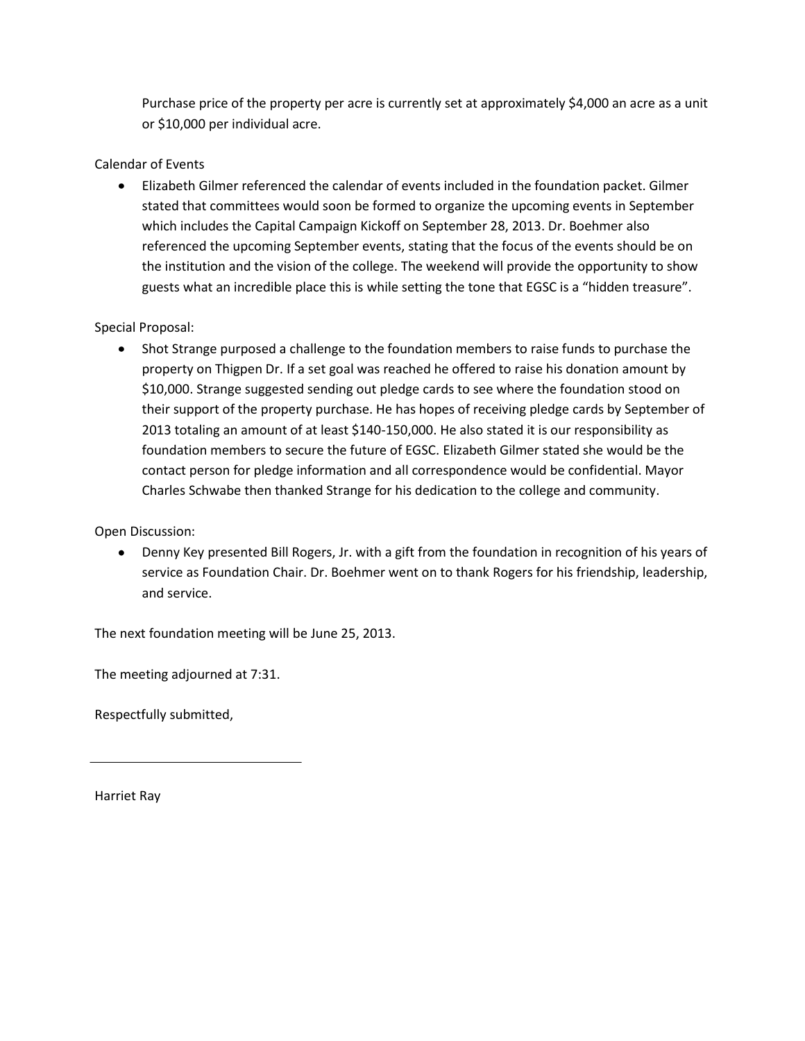Purchase price of the property per acre is currently set at approximately $4,000 an acre as a unit or $10,000 per individual acre.

Calendar of Events

- Elizabeth Gilmer referenced the calendar of events included in the foundation packet. Gilmer stated that committees would soon be formed to organize the upcoming events in September which includes the Capital Campaign Kickoff on September 28, 2013. Dr. Boehmer also referenced the upcoming September events, stating that the focus of the events should be on the institution and the vision of the college. The weekend will provide the opportunity to show guests what an incredible place this is while setting the tone that EGSC is a "hidden treasure".

Special Proposal:

- Shot Strange purposed a challenge to the foundation members to raise funds to purchase the property on Thigpen Dr. If a set goal was reached he offered to raise his donation amount by $10,000. Strange suggested sending out pledge cards to see where the foundation stood on their support of the property purchase. He has hopes of receiving pledge cards by September of 2013 totaling an amount of at least $140-150,000. He also stated it is our responsibility as foundation members to secure the future of EGSC. Elizabeth Gilmer stated she would be the contact person for pledge information and all correspondence would be confidential. Mayor Charles Schwabe then thanked Strange for his dedication to the college and community.

Open Discussion:

- Denny Key presented Bill Rogers, Jr. with a gift from the foundation in recognition of his years of service as Foundation Chair. Dr. Boehmer went on to thank Rogers for his friendship, leadership, and service.

The next foundation meeting will be June 25, 2013.

The meeting adjourned at 7:31.

Respectfully submitted,

\_\_\_\_\_\_\_\_\_\_\_\_\_\_\_\_\_\_\_\_\_\_\_\_\_\_\_\_\_\_

Harriet Ray